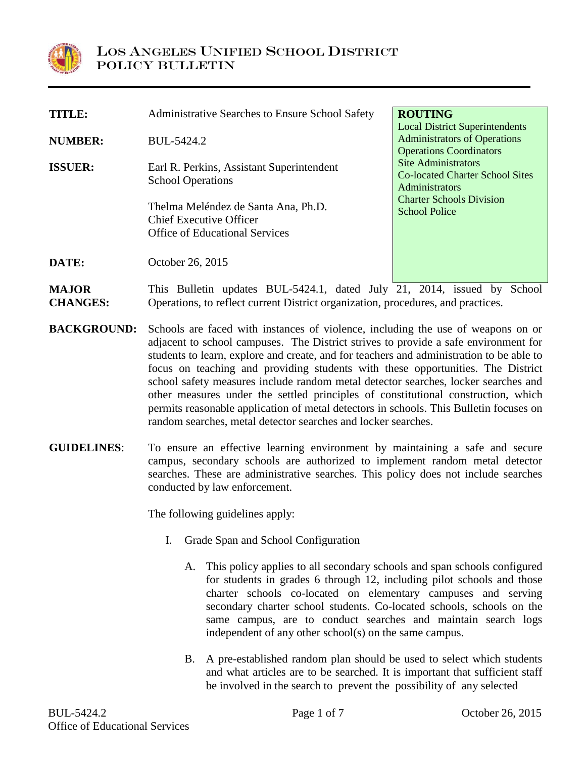# Los Angeles Unified School District
## Policy Bulletin

| | |
|---|---|
| **TITLE:** | Administrative Searches to Ensure School Safety |
| **NUMBER:** | BUL-5424.2 |
| **ISSUER:** | Earl R. Perkins, Assistant Superintendent<br>School Operations<br><br>Thelma Meléndez de Santa Ana, Ph.D.<br>Chief Executive Officer<br>Office of Educational Services |
| **DATE:** | October 26, 2015 |

**ROUTING**
Local District Superintendents
Administrators of Operations
Operations Coordinators
Site Administrators
Co-located Charter School Sites Administrators
Charter Schools Division
School Police

**MAJOR CHANGES:** This Bulletin updates BUL-5424.1, dated July 21, 2014, issued by School Operations, to reflect current District organization, procedures, and practices.

**BACKGROUND:** Schools are faced with instances of violence, including the use of weapons on or adjacent to school campuses. The District strives to provide a safe environment for students to learn, explore and create, and for teachers and administration to be able to focus on teaching and providing students with these opportunities. The District school safety measures include random metal detector searches, locker searches and other measures under the settled principles of constitutional construction, which permits reasonable application of metal detectors in schools. This Bulletin focuses on random searches, metal detector searches and locker searches.

**GUIDELINES:** To ensure an effective learning environment by maintaining a safe and secure campus, secondary schools are authorized to implement random metal detector searches. These are administrative searches. This policy does not include searches conducted by law enforcement.

The following guidelines apply:

I. Grade Span and School Configuration

   A. This policy applies to all secondary schools and span schools configured for students in grades 6 through 12, including pilot schools and those charter schools co-located on elementary campuses and serving secondary charter school students. Co-located schools, schools on the same campus, are to conduct searches and maintain search logs independent of any other school(s) on the same campus.

   B. A pre-established random plan should be used to select which students and what articles are to be searched. It is important that sufficient staff be involved in the search to prevent the possibility of any selected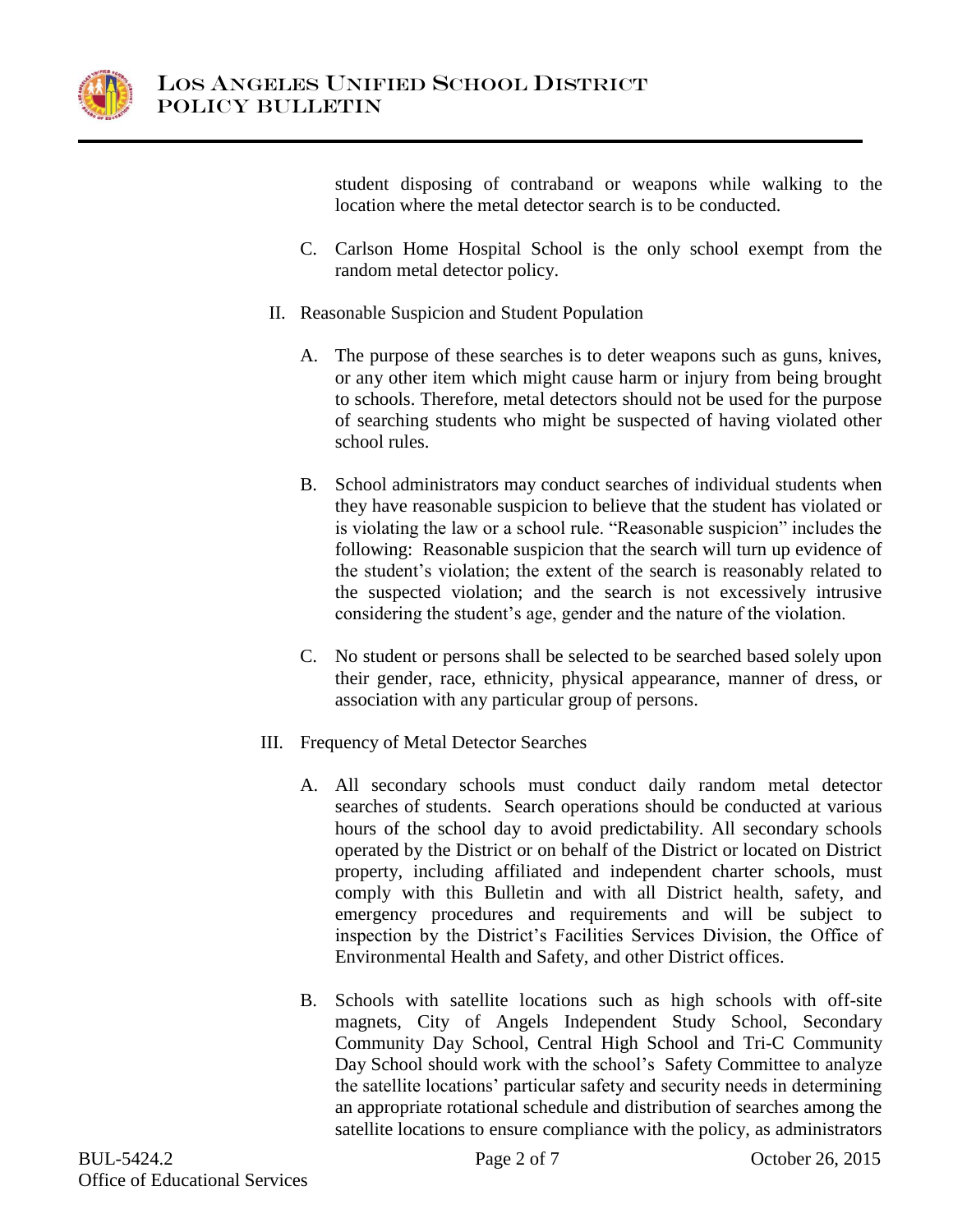student disposing of contraband or weapons while walking to the location where the metal detector search is to be conducted.

C. Carlson Home Hospital School is the only school exempt from the random metal detector policy.

II. Reasonable Suspicion and Student Population

A. The purpose of these searches is to deter weapons such as guns, knives, or any other item which might cause harm or injury from being brought to schools. Therefore, metal detectors should not be used for the purpose of searching students who might be suspected of having violated other school rules.

B. School administrators may conduct searches of individual students when they have reasonable suspicion to believe that the student has violated or is violating the law or a school rule. "Reasonable suspicion" includes the following: Reasonable suspicion that the search will turn up evidence of the student's violation; the extent of the search is reasonably related to the suspected violation; and the search is not excessively intrusive considering the student's age, gender and the nature of the violation.

C. No student or persons shall be selected to be searched based solely upon their gender, race, ethnicity, physical appearance, manner of dress, or association with any particular group of persons.

III. Frequency of Metal Detector Searches

A. All secondary schools must conduct daily random metal detector searches of students. Search operations should be conducted at various hours of the school day to avoid predictability. All secondary schools operated by the District or on behalf of the District or located on District property, including affiliated and independent charter schools, must comply with this Bulletin and with all District health, safety, and emergency procedures and requirements and will be subject to inspection by the District's Facilities Services Division, the Office of Environmental Health and Safety, and other District offices.

B. Schools with satellite locations such as high schools with off-site magnets, City of Angels Independent Study School, Secondary Community Day School, Central High School and Tri-C Community Day School should work with the school's Safety Committee to analyze the satellite locations' particular safety and security needs in determining an appropriate rotational schedule and distribution of searches among the satellite locations to ensure compliance with the policy, as administrators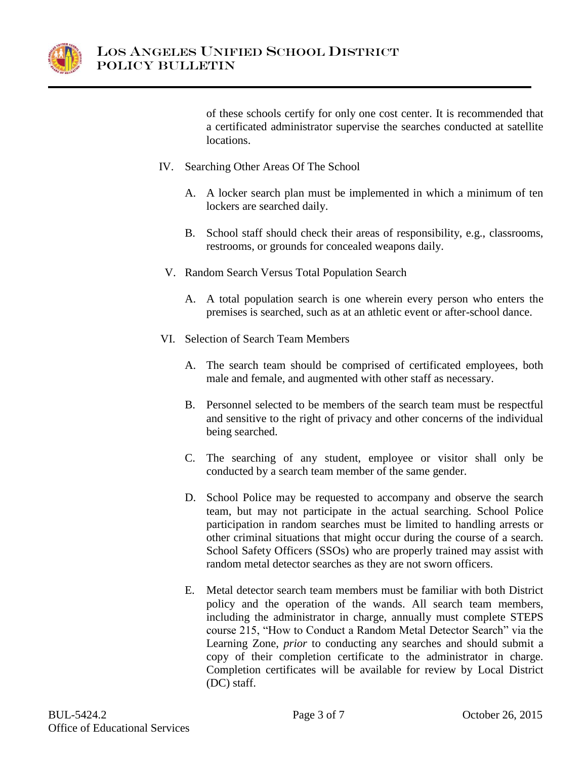of these schools certify for only one cost center. It is recommended that a certificated administrator supervise the searches conducted at satellite locations.

IV. Searching Other Areas Of The School

   A. A locker search plan must be implemented in which a minimum of ten lockers are searched daily.

   B. School staff should check their areas of responsibility, e.g., classrooms, restrooms, or grounds for concealed weapons daily.

V. Random Search Versus Total Population Search

   A. A total population search is one wherein every person who enters the premises is searched, such as at an athletic event or after-school dance.

VI. Selection of Search Team Members

   A. The search team should be comprised of certificated employees, both male and female, and augmented with other staff as necessary.

   B. Personnel selected to be members of the search team must be respectful and sensitive to the right of privacy and other concerns of the individual being searched.

   C. The searching of any student, employee or visitor shall only be conducted by a search team member of the same gender.

   D. School Police may be requested to accompany and observe the search team, but may not participate in the actual searching. School Police participation in random searches must be limited to handling arrests or other criminal situations that might occur during the course of a search. School Safety Officers (SSOs) who are properly trained may assist with random metal detector searches as they are not sworn officers.

   E. Metal detector search team members must be familiar with both District policy and the operation of the wands. All search team members, including the administrator in charge, annually must complete STEPS course 215, "How to Conduct a Random Metal Detector Search" via the Learning Zone, *prior* to conducting any searches and should submit a copy of their completion certificate to the administrator in charge. Completion certificates will be available for review by Local District (DC) staff.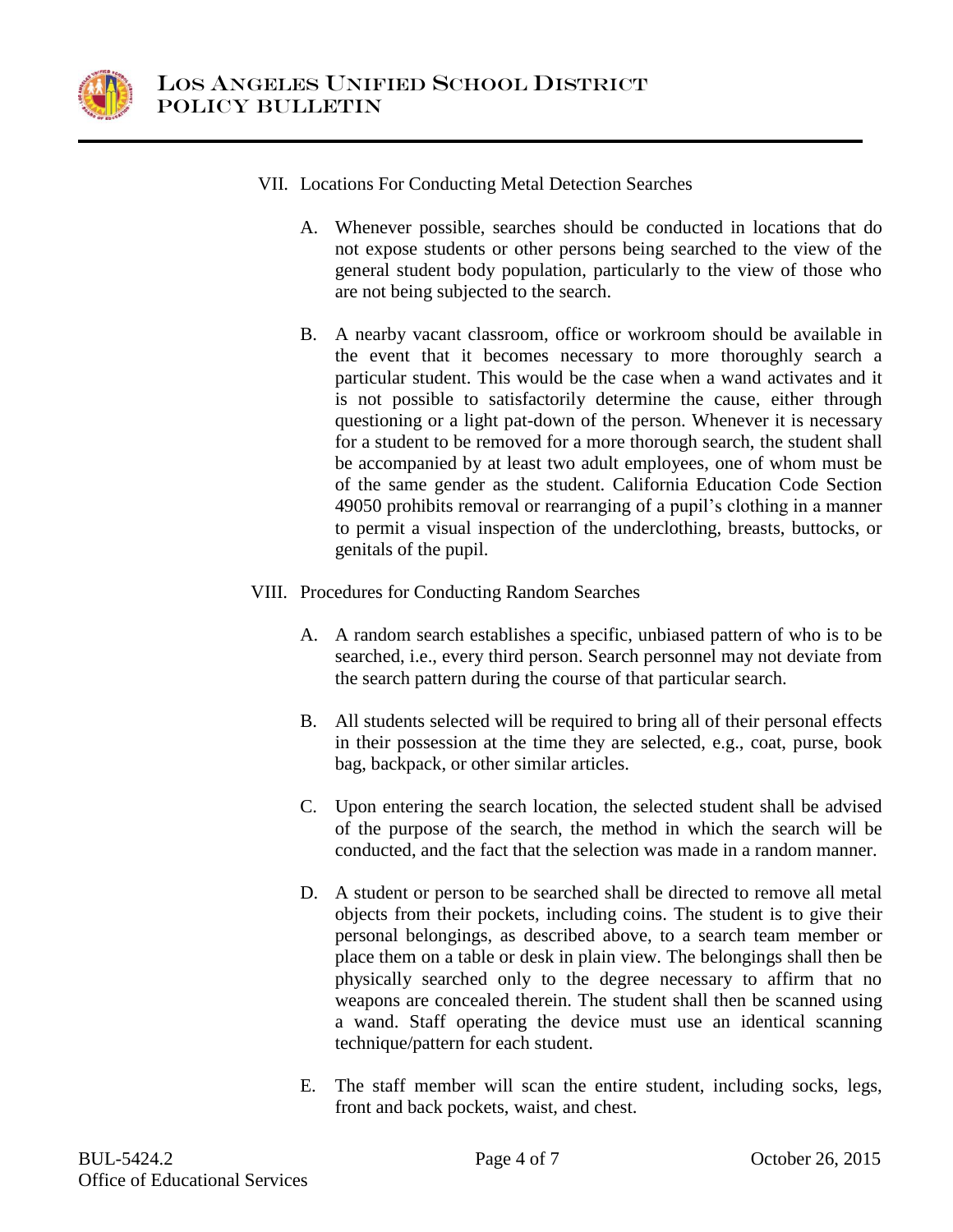VII. Locations For Conducting Metal Detection Searches

A. Whenever possible, searches should be conducted in locations that do not expose students or other persons being searched to the view of the general student body population, particularly to the view of those who are not being subjected to the search.

B. A nearby vacant classroom, office or workroom should be available in the event that it becomes necessary to more thoroughly search a particular student. This would be the case when a wand activates and it is not possible to satisfactorily determine the cause, either through questioning or a light pat-down of the person. Whenever it is necessary for a student to be removed for a more thorough search, the student shall be accompanied by at least two adult employees, one of whom must be of the same gender as the student. California Education Code Section 49050 prohibits removal or rearranging of a pupil's clothing in a manner to permit a visual inspection of the underclothing, breasts, buttocks, or genitals of the pupil.

VIII. Procedures for Conducting Random Searches

A. A random search establishes a specific, unbiased pattern of who is to be searched, i.e., every third person. Search personnel may not deviate from the search pattern during the course of that particular search.

B. All students selected will be required to bring all of their personal effects in their possession at the time they are selected, e.g., coat, purse, book bag, backpack, or other similar articles.

C. Upon entering the search location, the selected student shall be advised of the purpose of the search, the method in which the search will be conducted, and the fact that the selection was made in a random manner.

D. A student or person to be searched shall be directed to remove all metal objects from their pockets, including coins. The student is to give their personal belongings, as described above, to a search team member or place them on a table or desk in plain view. The belongings shall then be physically searched only to the degree necessary to affirm that no weapons are concealed therein. The student shall then be scanned using a wand. Staff operating the device must use an identical scanning technique/pattern for each student.

E. The staff member will scan the entire student, including socks, legs, front and back pockets, waist, and chest.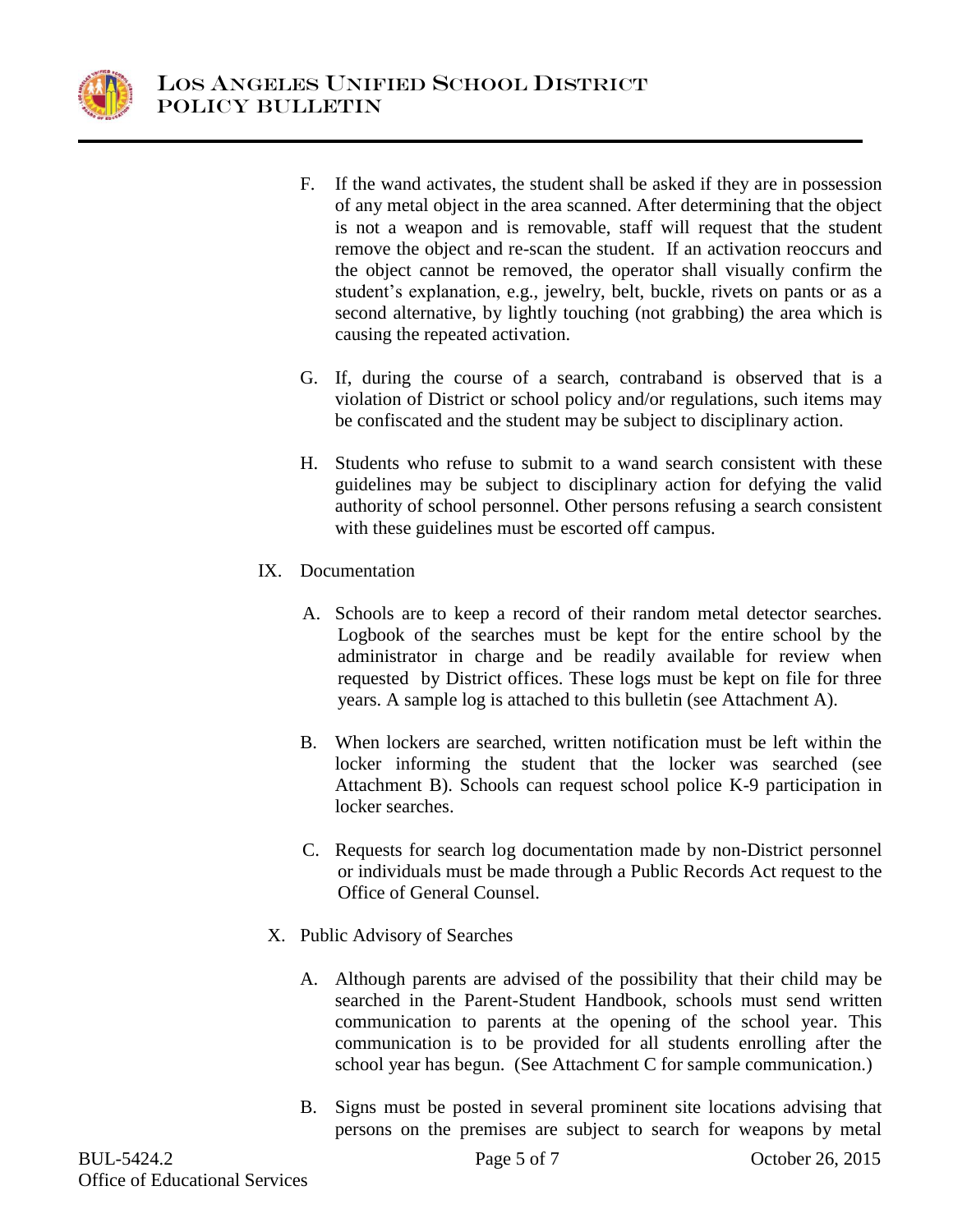F. If the wand activates, the student shall be asked if they are in possession of any metal object in the area scanned. After determining that the object is not a weapon and is removable, staff will request that the student remove the object and re-scan the student. If an activation reoccurs and the object cannot be removed, the operator shall visually confirm the student's explanation, e.g., jewelry, belt, buckle, rivets on pants or as a second alternative, by lightly touching (not grabbing) the area which is causing the repeated activation.

G. If, during the course of a search, contraband is observed that is a violation of District or school policy and/or regulations, such items may be confiscated and the student may be subject to disciplinary action.

H. Students who refuse to submit to a wand search consistent with these guidelines may be subject to disciplinary action for defying the valid authority of school personnel. Other persons refusing a search consistent with these guidelines must be escorted off campus.

IX. Documentation

A. Schools are to keep a record of their random metal detector searches. Logbook of the searches must be kept for the entire school by the administrator in charge and be readily available for review when requested by District offices. These logs must be kept on file for three years. A sample log is attached to this bulletin (see Attachment A).

B. When lockers are searched, written notification must be left within the locker informing the student that the locker was searched (see Attachment B). Schools can request school police K-9 participation in locker searches.

C. Requests for search log documentation made by non-District personnel or individuals must be made through a Public Records Act request to the Office of General Counsel.

X. Public Advisory of Searches

A. Although parents are advised of the possibility that their child may be searched in the Parent-Student Handbook, schools must send written communication to parents at the opening of the school year. This communication is to be provided for all students enrolling after the school year has begun. (See Attachment C for sample communication.)

B. Signs must be posted in several prominent site locations advising that persons on the premises are subject to search for weapons by metal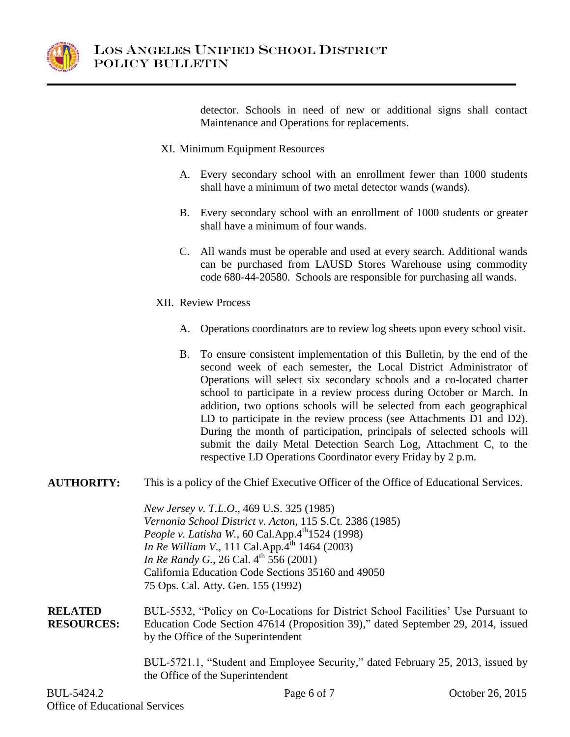detector. Schools in need of new or additional signs shall contact Maintenance and Operations for replacements.

XI. Minimum Equipment Resources

A. Every secondary school with an enrollment fewer than 1000 students shall have a minimum of two metal detector wands (wands).

B. Every secondary school with an enrollment of 1000 students or greater shall have a minimum of four wands.

C. All wands must be operable and used at every search. Additional wands can be purchased from LAUSD Stores Warehouse using commodity code 680-44-20580. Schools are responsible for purchasing all wands.

XII. Review Process

A. Operations coordinators are to review log sheets upon every school visit.

B. To ensure consistent implementation of this Bulletin, by the end of the second week of each semester, the Local District Administrator of Operations will select six secondary schools and a co-located charter school to participate in a review process during October or March. In addition, two options schools will be selected from each geographical LD to participate in the review process (see Attachments D1 and D2). During the month of participation, principals of selected schools will submit the daily Metal Detection Search Log, Attachment C, to the respective LD Operations Coordinator every Friday by 2 p.m.

**AUTHORITY:** This is a policy of the Chief Executive Officer of the Office of Educational Services.

*New Jersey v. T.L.O.*, 469 U.S. 325 (1985)
*Vernonia School District v. Acton*, 115 S.Ct. 2386 (1985)
*People v. Latisha W.*, 60 Cal.App.4th 1524 (1998)
*In Re William V.*, 111 Cal.App.4th 1464 (2003)
*In Re Randy G.*, 26 Cal. 4th 556 (2001)
California Education Code Sections 35160 and 49050
75 Ops. Cal. Atty. Gen. 155 (1992)

**RELATED RESOURCES:** BUL-5532, "Policy on Co-Locations for District School Facilities' Use Pursuant to Education Code Section 47614 (Proposition 39)," dated September 29, 2014, issued by the Office of the Superintendent

BUL-5721.1, "Student and Employee Security," dated February 25, 2013, issued by the Office of the Superintendent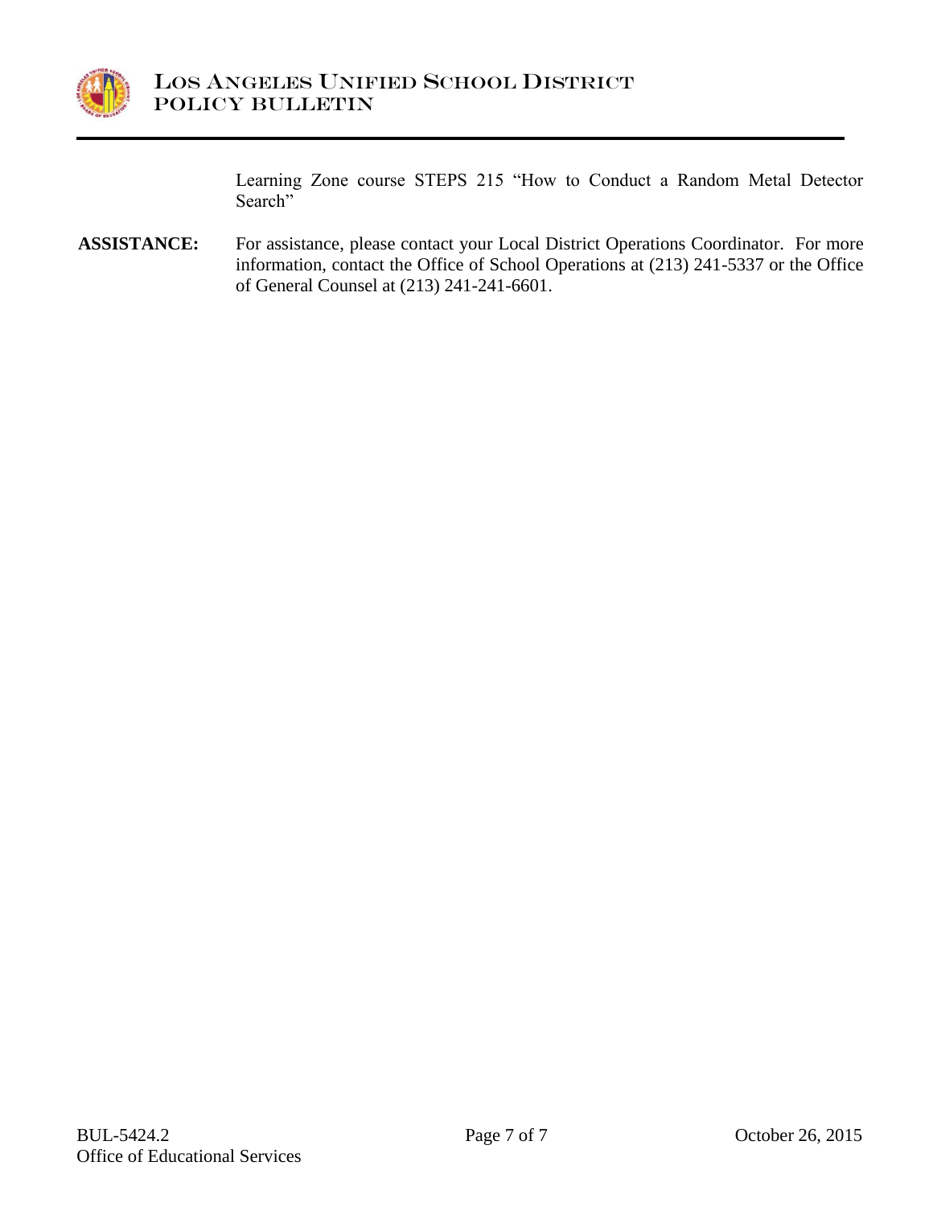Learning Zone course STEPS 215 "How to Conduct a Random Metal Detector Search"

**ASSISTANCE:** For assistance, please contact your Local District Operations Coordinator. For more information, contact the Office of School Operations at (213) 241-5337 or the Office of General Counsel at (213) 241-241-6601.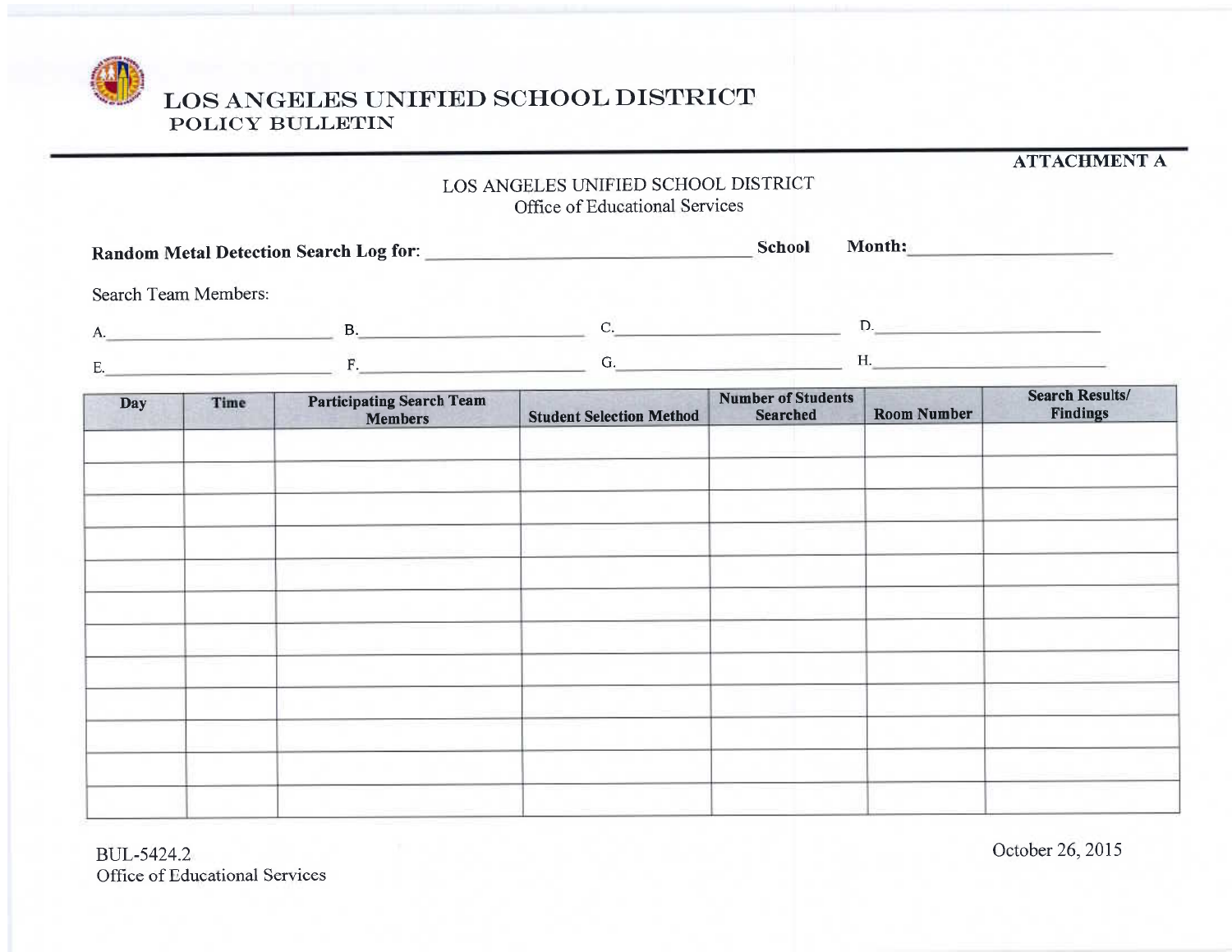**ATTACHMENT A**

LOS ANGELES UNIFIED SCHOOL DISTRICT
Office of Educational Services

**Random Metal Detection Search Log for:** ______________________________ **School** **Month:** ____________________

Search Team Members:

A.____________________ B.____________________ C.____________________ D.____________________

E.____________________ F.____________________ G.____________________ H.____________________

| Day | Time | Participating Search Team Members | Student Selection Method | Number of Students Searched | Room Number | Search Results/ Findings |
|---|---|---|---|---|---|---|
| | | | | | | |
| | | | | | | |
| | | | | | | |
| | | | | | | |
| | | | | | | |
| | | | | | | |
| | | | | | | |
| | | | | | | |
| | | | | | | |
| | | | | | | |
| | | | | | | |
| | | | | | | |

BUL-5424.2
Office of Educational Services

October 26, 2015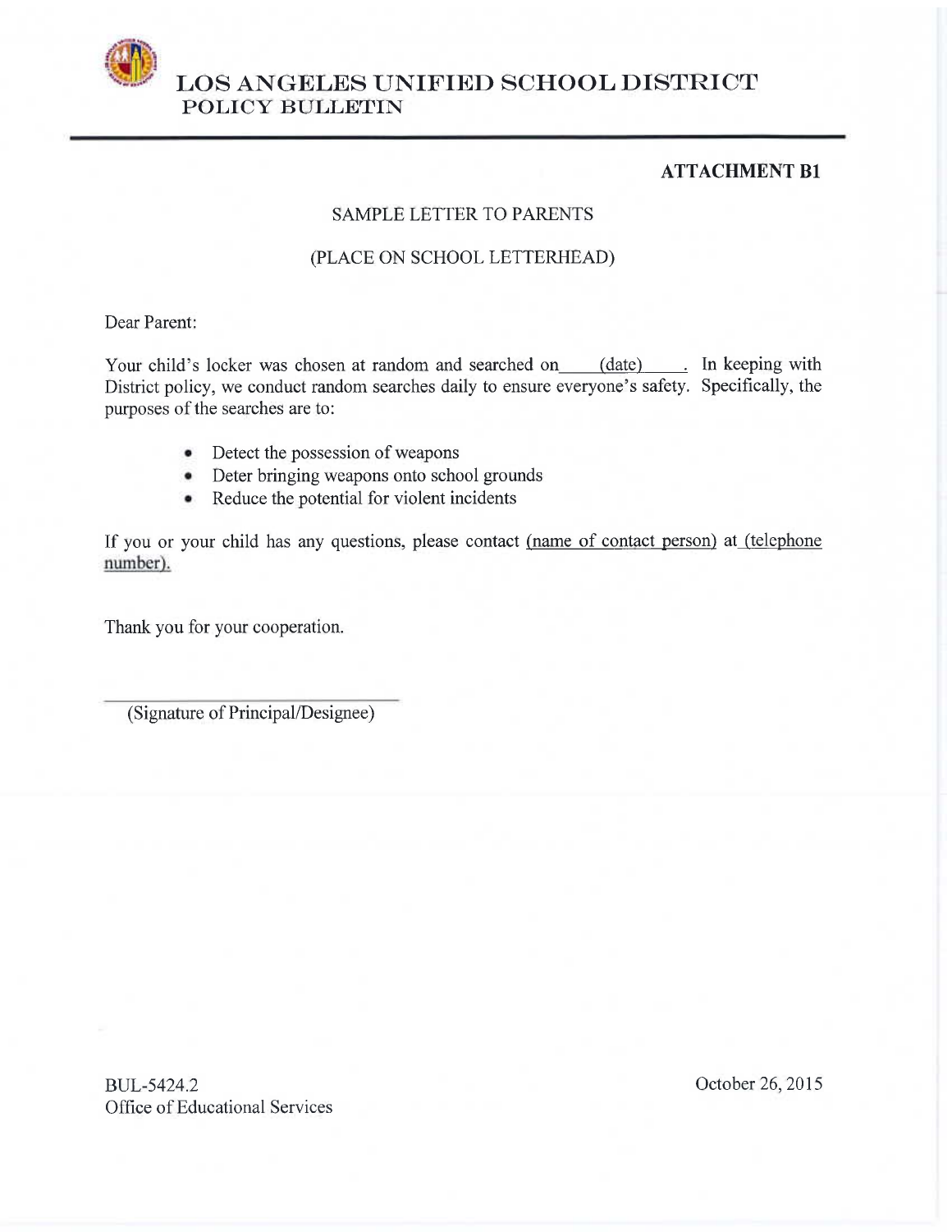**ATTACHMENT B1**

SAMPLE LETTER TO PARENTS

(PLACE ON SCHOOL LETTERHEAD)

Dear Parent:

Your child's locker was chosen at random and searched on \_\_\_\_(date)\_\_\_\_. In keeping with District policy, we conduct random searches daily to ensure everyone's safety. Specifically, the purposes of the searches are to:

- Detect the possession of weapons
- Deter bringing weapons onto school grounds
- Reduce the potential for violent incidents

If you or your child has any questions, please contact (name of contact person) at (telephone number).

Thank you for your cooperation.

\_\_\_\_\_\_\_\_\_\_\_\_\_\_\_\_\_\_\_\_\_\_\_\_\_\_\_\_\_\_\_\_

(Signature of Principal/Designee)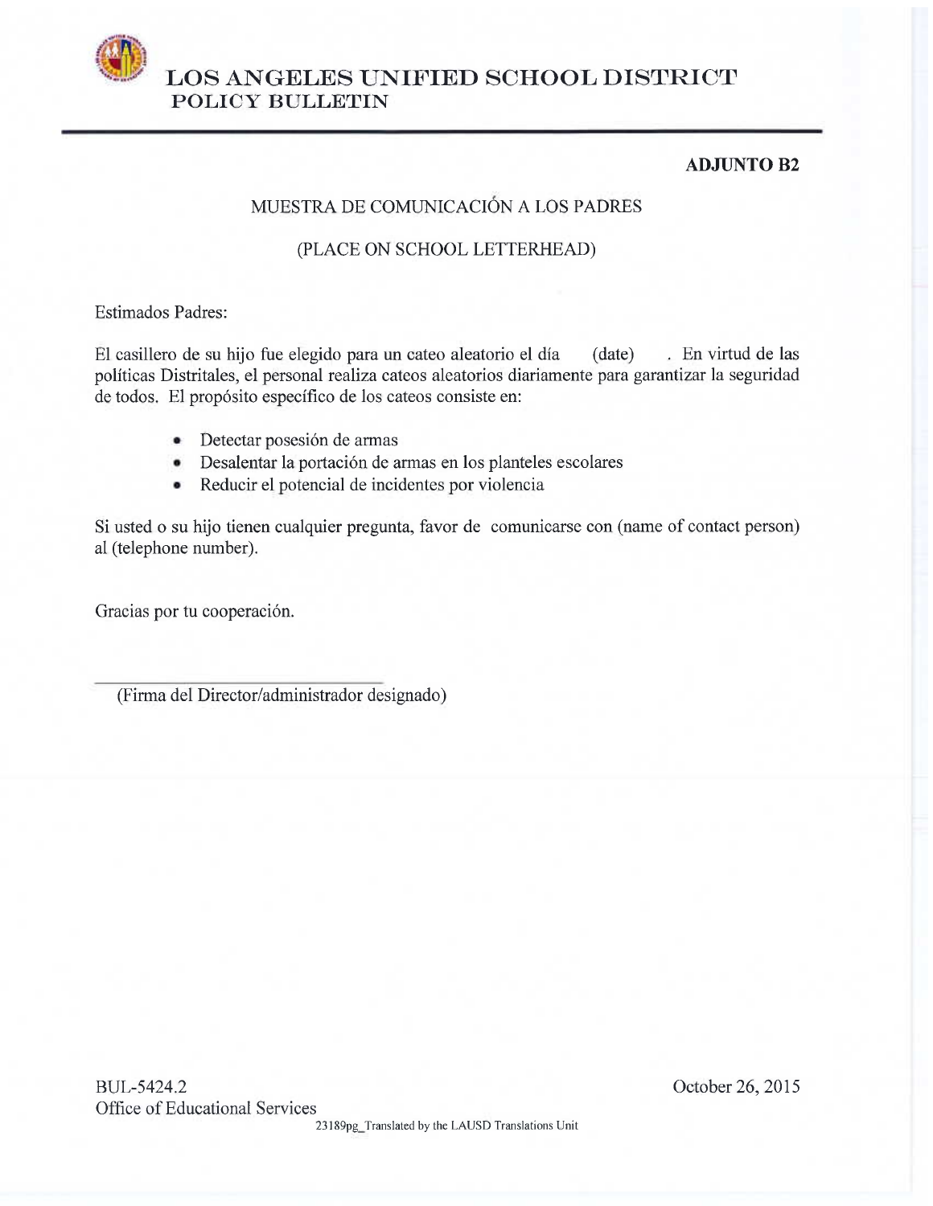# LOS ANGELES UNIFIED SCHOOL DISTRICT
## POLICY BULLETIN

**ADJUNTO B2**

MUESTRA DE COMUNICACIÓN A LOS PADRES

(PLACE ON SCHOOL LETTERHEAD)

Estimados Padres:

El casillero de su hijo fue elegido para un cateo aleatorio el día (date) . En virtud de las políticas Distritales, el personal realiza cateos aleatorios diariamente para garantizar la seguridad de todos. El propósito específico de los cateos consiste en:

- Detectar posesión de armas
- Desalentar la portación de armas en los planteles escolares
- Reducir el potencial de incidentes por violencia

Si usted o su hijo tienen cualquier pregunta, favor de comunicarse con (name of contact person) al (telephone number).

Gracias por tu cooperación.

\_\_\_\_\_\_\_\_\_\_\_\_\_\_\_\_\_\_\_\_\_\_\_\_\_\_\_\_\_\_

(Firma del Director/administrador designado)

BUL-5424.2
Office of Educational Services

October 26, 2015

23189pg_Translated by the LAUSD Translations Unit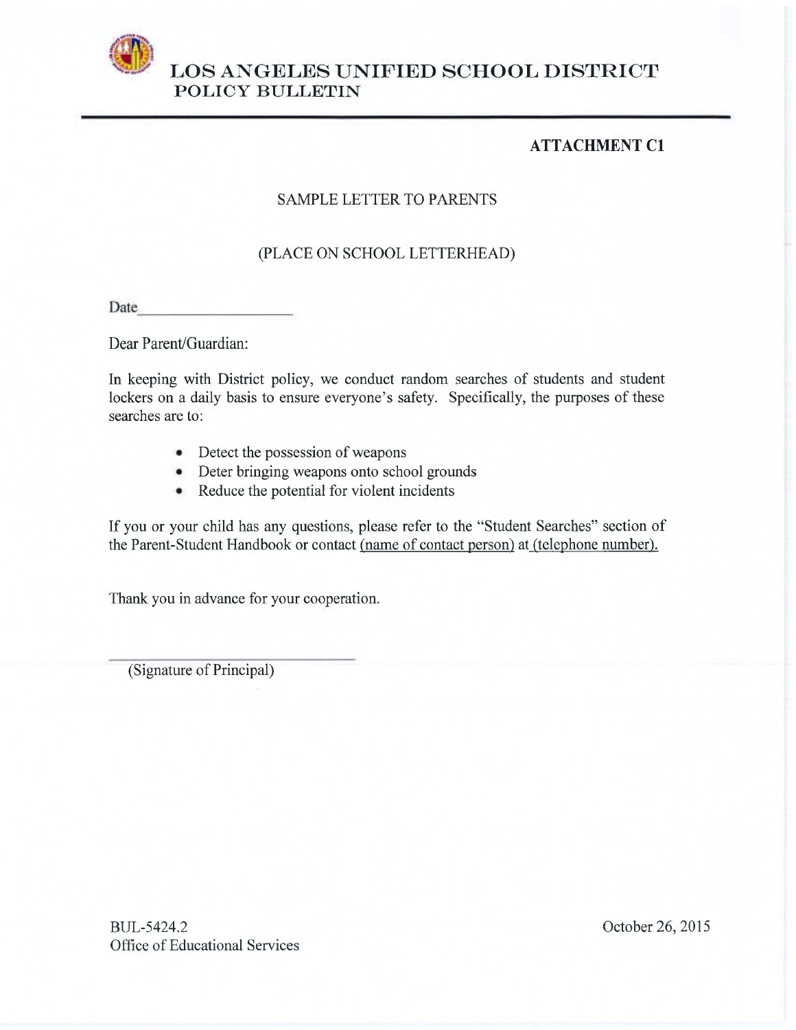**ATTACHMENT C1**

SAMPLE LETTER TO PARENTS

(PLACE ON SCHOOL LETTERHEAD)

Date____________________

Dear Parent/Guardian:

In keeping with District policy, we conduct random searches of students and student lockers on a daily basis to ensure everyone's safety. Specifically, the purposes of these searches are to:

- Detect the possession of weapons
- Deter bringing weapons onto school grounds
- Reduce the potential for violent incidents

If you or your child has any questions, please refer to the "Student Searches" section of the Parent-Student Handbook or contact (name of contact person) at (telephone number).

Thank you in advance for your cooperation.

_______________________________

(Signature of Principal)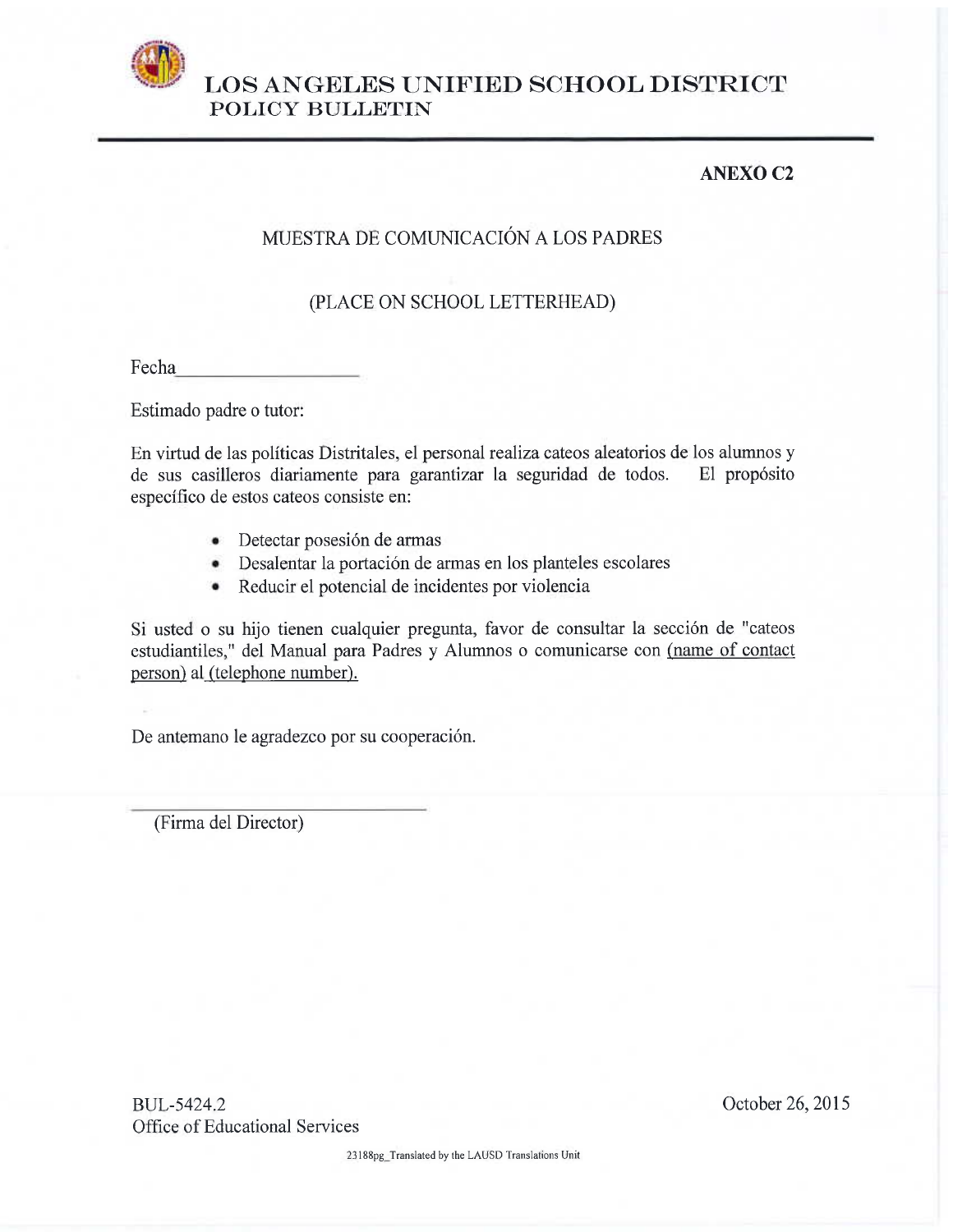# LOS ANGELES UNIFIED SCHOOL DISTRICT
## POLICY BULLETIN

**ANEXO C2**

MUESTRA DE COMUNICACIÓN A LOS PADRES

(PLACE ON SCHOOL LETTERHEAD)

Fecha___________________

Estimado padre o tutor:

En virtud de las políticas Distritales, el personal realiza cateos aleatorios de los alumnos y de sus casilleros diariamente para garantizar la seguridad de todos. El propósito específico de estos cateos consiste en:

- Detectar posesión de armas
- Desalentar la portación de armas en los planteles escolares
- Reducir el potencial de incidentes por violencia

Si usted o su hijo tienen cualquier pregunta, favor de consultar la sección de "cateos estudiantiles," del Manual para Padres y Alumnos o comunicarse con (name of contact person) al (telephone number).

De antemano le agradezco por su cooperación.

_____________________________

(Firma del Director)

BUL-5424.2
Office of Educational Services

October 26, 2015

23188pg_Translated by the LAUSD Translations Unit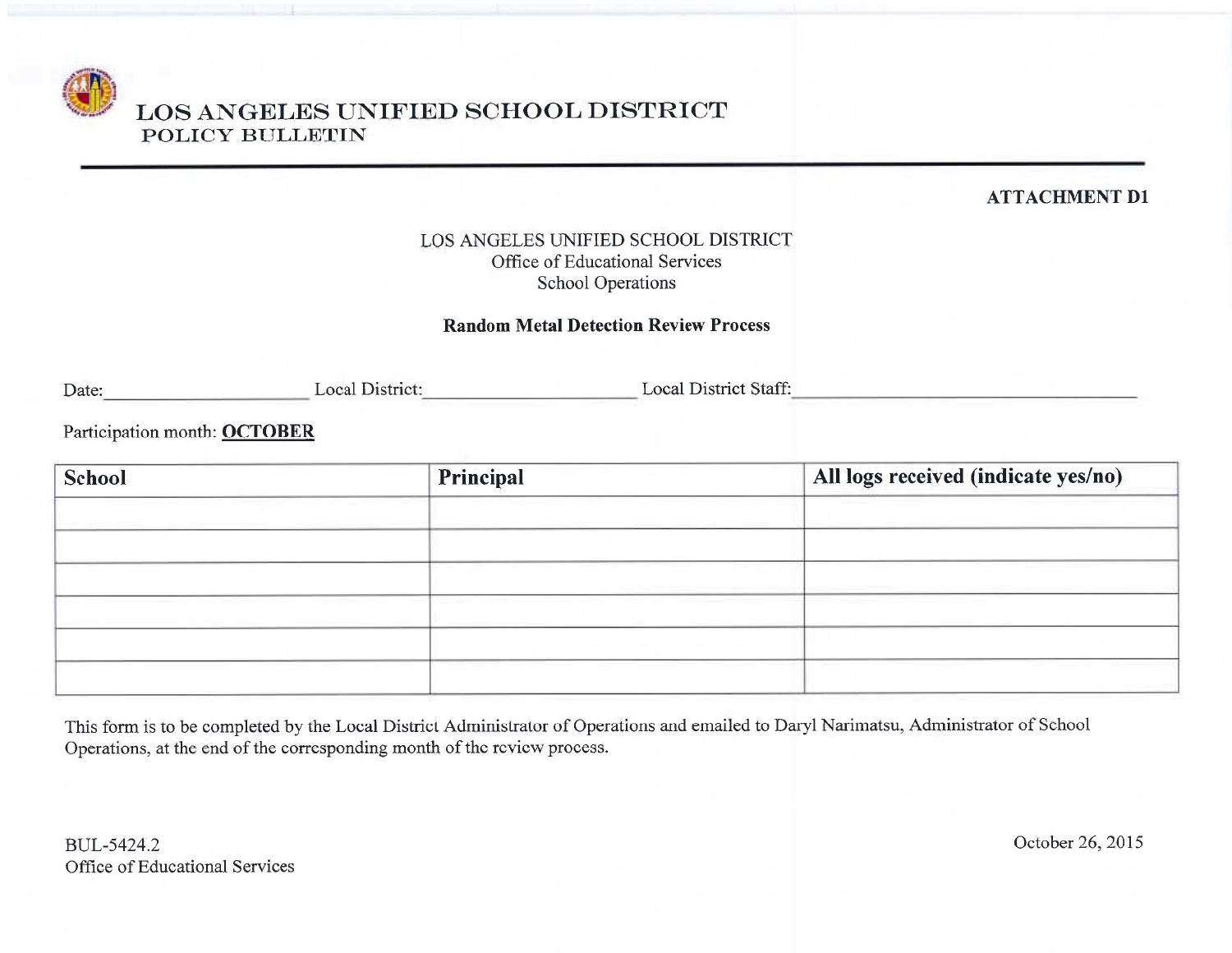# LOS ANGELES UNIFIED SCHOOL DISTRICT
POLICY BULLETIN

**ATTACHMENT D1**

LOS ANGELES UNIFIED SCHOOL DISTRICT
Office of Educational Services
School Operations

**Random Metal Detection Review Process**

Date:______________________ Local District:______________________ Local District Staff:______________________________________

Participation month: **OCTOBER**

| School | Principal | All logs received (indicate yes/no) |
| --- | --- | --- |
| | | |
| | | |
| | | |
| | | |
| | | |
| | | |

This form is to be completed by the Local District Administrator of Operations and emailed to Daryl Narimatsu, Administrator of School Operations, at the end of the corresponding month of the review process.

BUL-5424.2
Office of Educational Services

October 26, 2015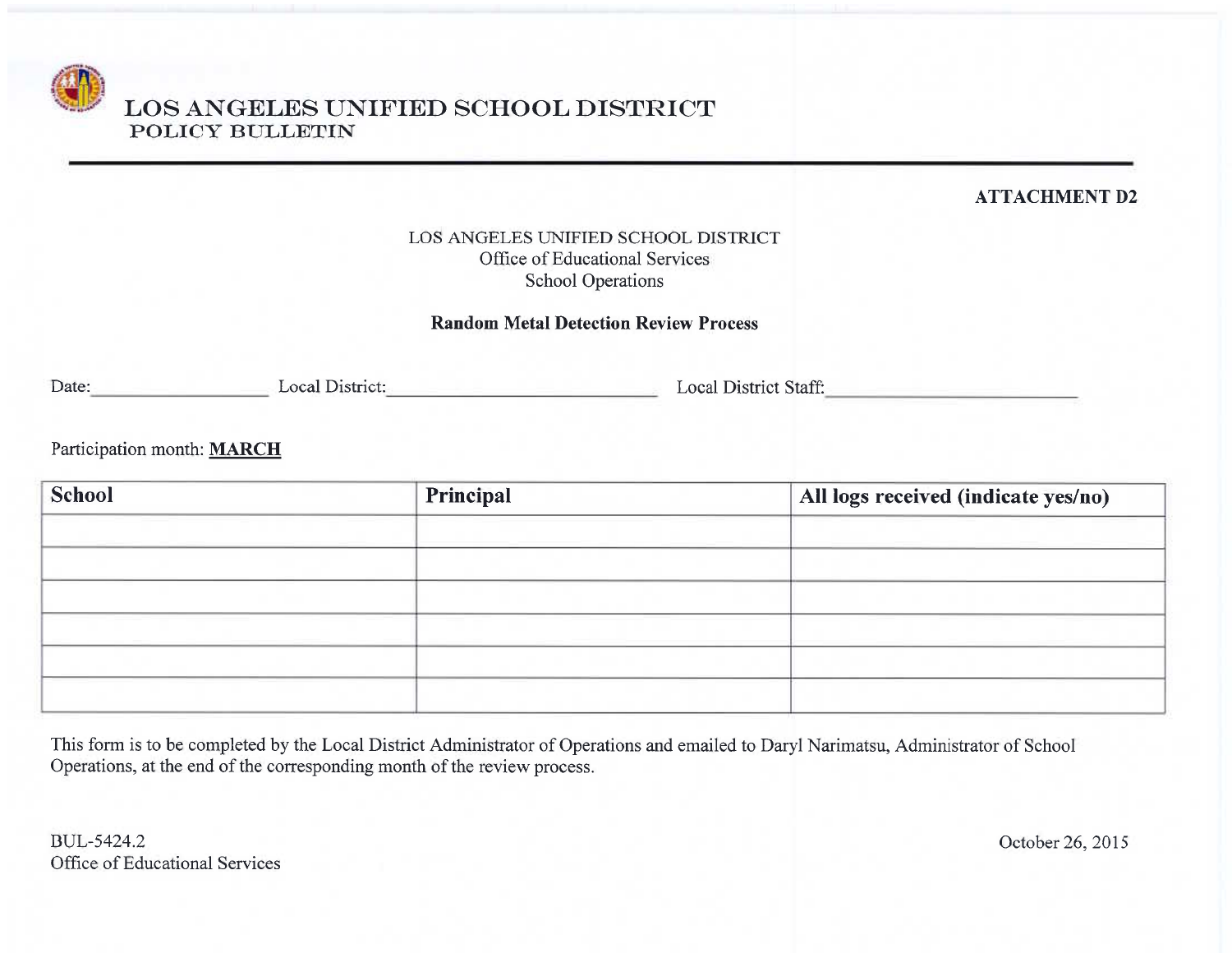**ATTACHMENT D2**

LOS ANGELES UNIFIED SCHOOL DISTRICT
Office of Educational Services
School Operations

**Random Metal Detection Review Process**

Date:\_\_\_\_\_\_\_\_\_\_\_\_\_\_\_\_\_\_ Local District:\_\_\_\_\_\_\_\_\_\_\_\_\_\_\_\_\_\_\_\_\_\_\_\_\_\_ Local District Staff:\_\_\_\_\_\_\_\_\_\_\_\_\_\_\_\_\_\_\_\_\_\_\_\_\_\_

Participation month: **MARCH**

| School | Principal | All logs received (indicate yes/no) |
|---|---|---|
| | | |
| | | |
| | | |
| | | |
| | | |
| | | |

This form is to be completed by the Local District Administrator of Operations and emailed to Daryl Narimatsu, Administrator of School Operations, at the end of the corresponding month of the review process.

BUL-5424.2
Office of Educational Services

October 26, 2015